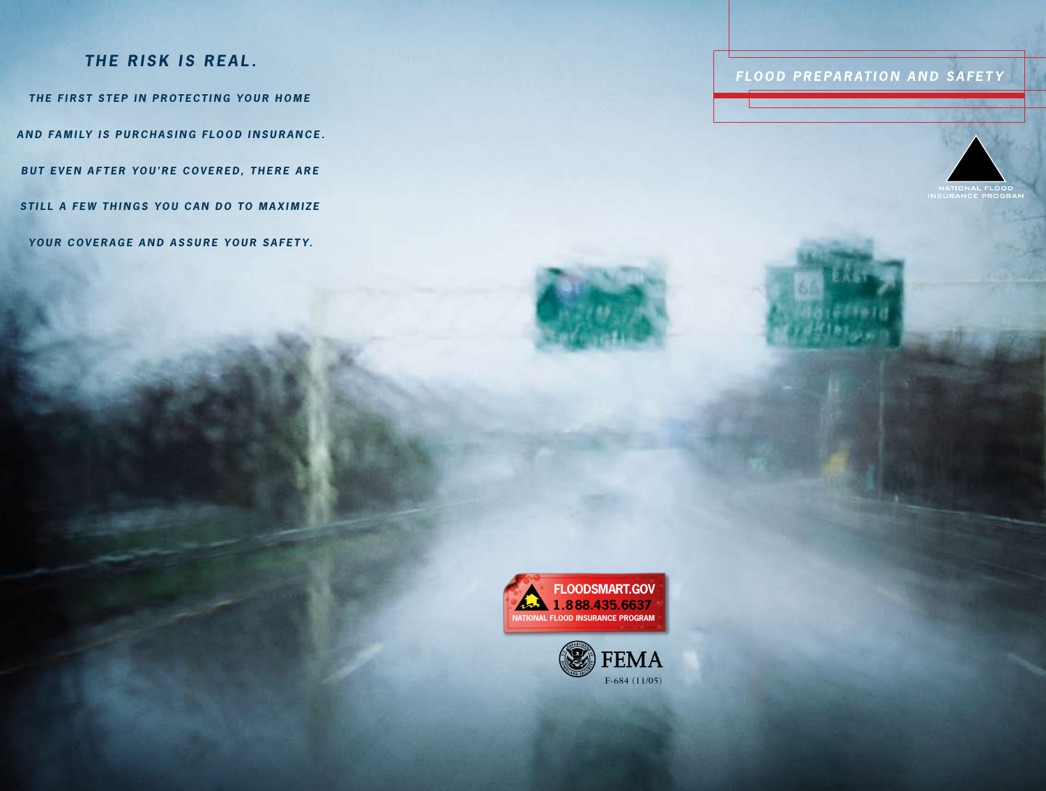# FLOOD PREPARATION AND SAFETY

NATIONAL FLOOD INSURANCE PROGRAM

## *THE RISK IS REAL.*

*THE FIRST STEP IN PROTECTING YOUR HOME AND FAMILY IS PURCHASING FLOOD INSURANCE. BUT EVEN AFTER YOU'RE COVERED, THERE ARE STILL A FEW THINGS YOU CAN DO TO MAXIMIZE YOUR COVERAGE AND ASSURE YOUR SAFETY.*

**FLOODSMART.GOV**
**1.888.435.6637**
**NATIONAL FLOOD INSURANCE PROGRAM**

FEMA

F-684 (11/05)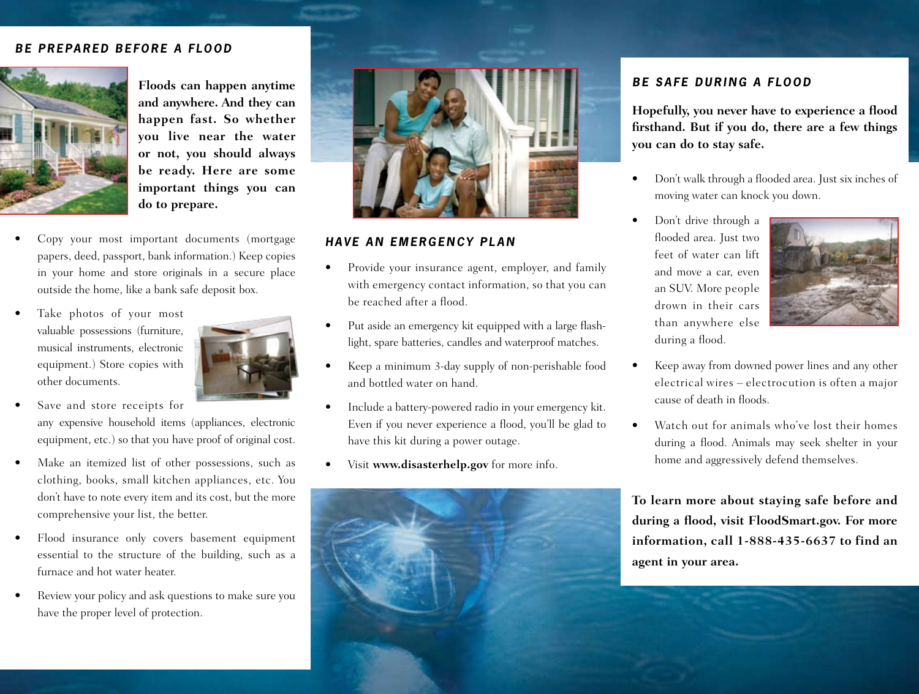## BE PREPARED BEFORE A FLOOD

**Floods can happen anytime and anywhere. And they can happen fast. So whether you live near the water or not, you should always be ready. Here are some important things you can do to prepare.**

- Copy your most important documents (mortgage papers, deed, passport, bank information.) Keep copies in your home and store originals in a secure place outside the home, like a bank safe deposit box.
- Take photos of your most valuable possessions (furniture, musical instruments, electronic equipment.) Store copies with other documents.
- Save and store receipts for any expensive household items (appliances, electronic equipment, etc.) so that you have proof of original cost.
- Make an itemized list of other possessions, such as clothing, books, small kitchen appliances, etc. You don't have to note every item and its cost, but the more comprehensive your list, the better.
- Flood insurance only covers basement equipment essential to the structure of the building, such as a furnace and hot water heater.
- Review your policy and ask questions to make sure you have the proper level of protection.

## HAVE AN EMERGENCY PLAN

- Provide your insurance agent, employer, and family with emergency contact information, so that you can be reached after a flood.
- Put aside an emergency kit equipped with a large flash-light, spare batteries, candles and waterproof matches.
- Keep a minimum 3-day supply of non-perishable food and bottled water on hand.
- Include a battery-powered radio in your emergency kit. Even if you never experience a flood, you'll be glad to have this kit during a power outage.
- Visit **www.disasterhelp.gov** for more info.

## BE SAFE DURING A FLOOD

**Hopefully, you never have to experience a flood firsthand. But if you do, there are a few things you can do to stay safe.**

- Don't walk through a flooded area. Just six inches of moving water can knock you down.
- Don't drive through a flooded area. Just two feet of water can lift and move a car, even an SUV. More people drown in their cars than anywhere else during a flood.
- Keep away from downed power lines and any other electrical wires – electrocution is often a major cause of death in floods.
- Watch out for animals who've lost their homes during a flood. Animals may seek shelter in your home and aggressively defend themselves.

**To learn more about staying safe before and during a flood, visit FloodSmart.gov. For more information, call 1-888-435-6637 to find an agent in your area.**